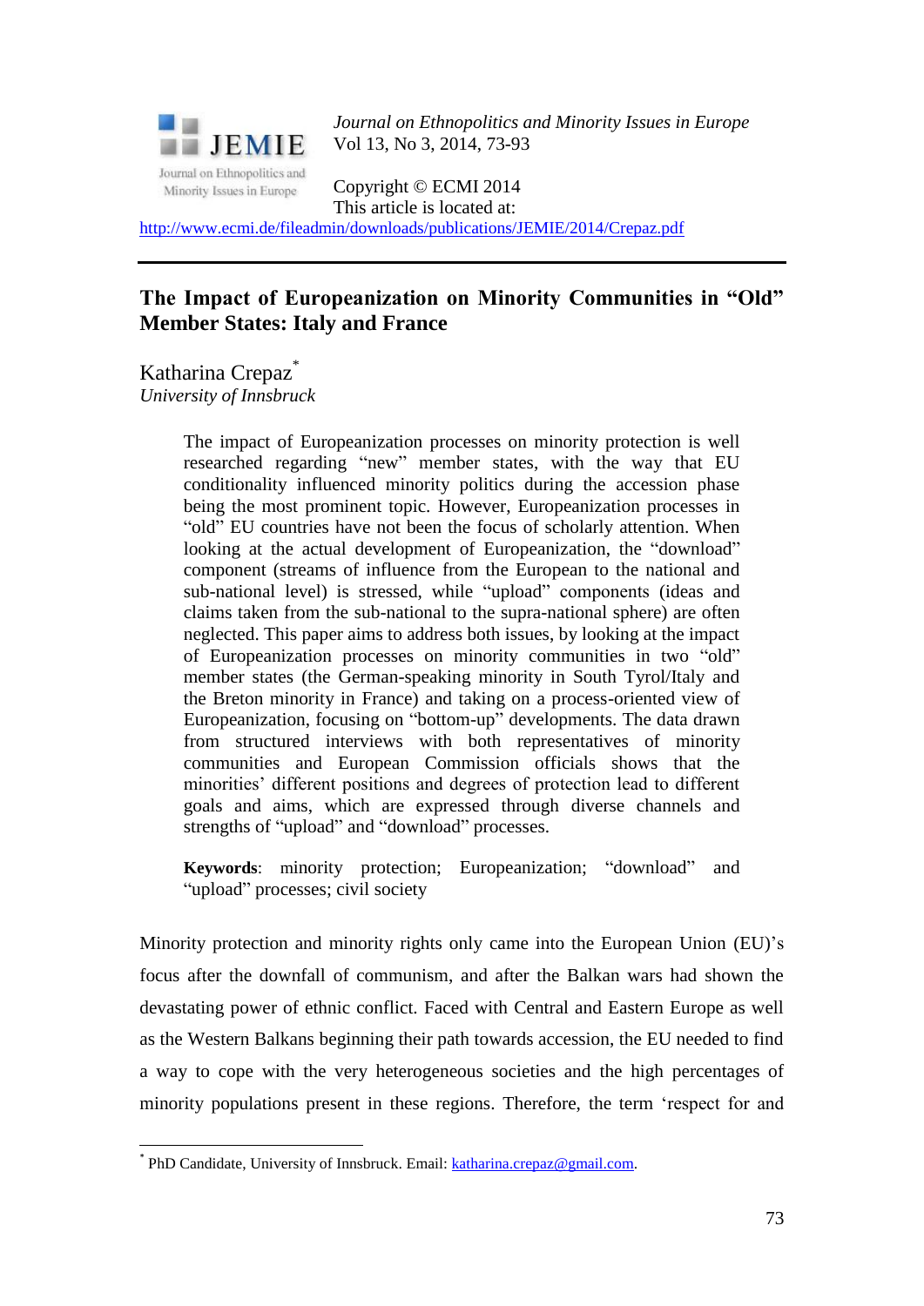Journal on Ethnopolitics and Minority Issues in Europe
Vol 13, No 3, 2014, 73-93

Copyright © ECMI 2014
This article is located at:
http://www.ecmi.de/fileadmin/downloads/publications/JEMIE/2014/Crepaz.pdf

# The Impact of Europeanization on Minority Communities in "Old" Member States: Italy and France

Katharina Crepaz[*]
*University of Innsbruck*

> The impact of Europeanization processes on minority protection is well researched regarding "new" member states, with the way that EU conditionality influenced minority politics during the accession phase being the most prominent topic. However, Europeanization processes in "old" EU countries have not been the focus of scholarly attention. When looking at the actual development of Europeanization, the "download" component (streams of influence from the European to the national and sub-national level) is stressed, while "upload" components (ideas and claims taken from the sub-national to the supra-national sphere) are often neglected. This paper aims to address both issues, by looking at the impact of Europeanization processes on minority communities in two "old" member states (the German-speaking minority in South Tyrol/Italy and the Breton minority in France) and taking on a process-oriented view of Europeanization, focusing on "bottom-up" developments. The data drawn from structured interviews with both representatives of minority communities and European Commission officials shows that the minorities' different positions and degrees of protection lead to different goals and aims, which are expressed through diverse channels and strengths of "upload" and "download" processes.
>
> **Keywords**: minority protection; Europeanization; "download" and "upload" processes; civil society

Minority protection and minority rights only came into the European Union (EU)'s focus after the downfall of communism, and after the Balkan wars had shown the devastating power of ethnic conflict. Faced with Central and Eastern Europe as well as the Western Balkans beginning their path towards accession, the EU needed to find a way to cope with the very heterogeneous societies and the high percentages of minority populations present in these regions. Therefore, the term 'respect for and

[*] PhD Candidate, University of Innsbruck. Email: katharina.crepaz@gmail.com.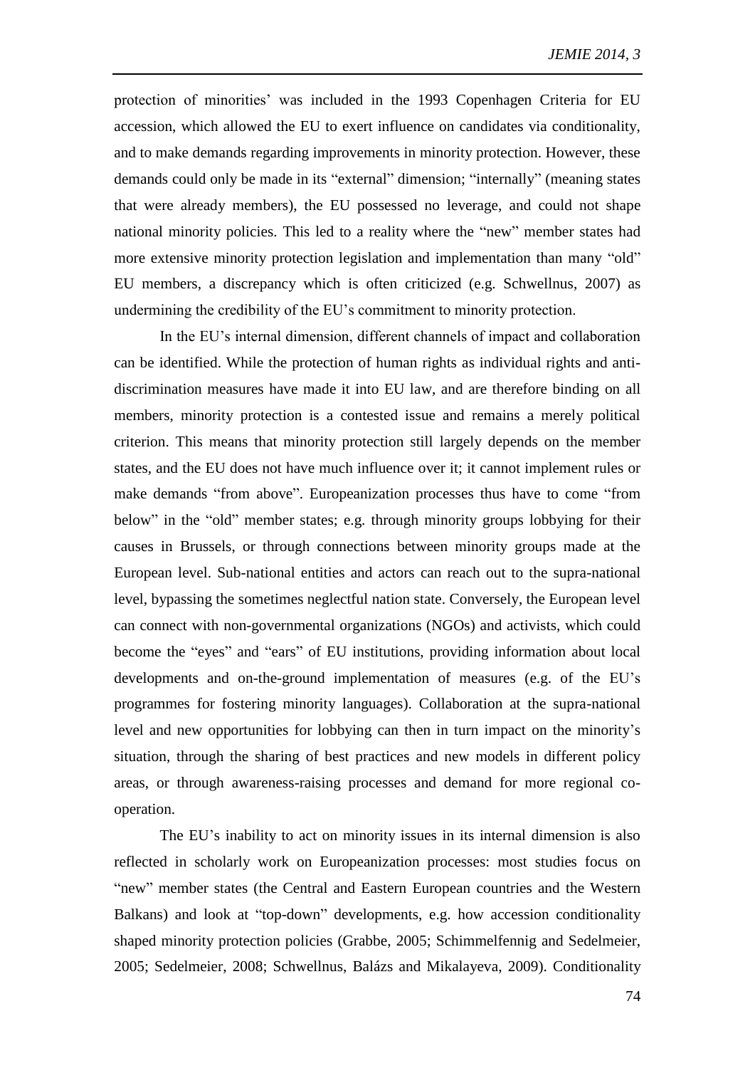protection of minorities' was included in the 1993 Copenhagen Criteria for EU accession, which allowed the EU to exert influence on candidates via conditionality, and to make demands regarding improvements in minority protection. However, these demands could only be made in its "external" dimension; "internally" (meaning states that were already members), the EU possessed no leverage, and could not shape national minority policies. This led to a reality where the "new" member states had more extensive minority protection legislation and implementation than many "old" EU members, a discrepancy which is often criticized (e.g. Schwellnus, 2007) as undermining the credibility of the EU's commitment to minority protection.

In the EU's internal dimension, different channels of impact and collaboration can be identified. While the protection of human rights as individual rights and anti-discrimination measures have made it into EU law, and are therefore binding on all members, minority protection is a contested issue and remains a merely political criterion. This means that minority protection still largely depends on the member states, and the EU does not have much influence over it; it cannot implement rules or make demands "from above". Europeanization processes thus have to come "from below" in the "old" member states; e.g. through minority groups lobbying for their causes in Brussels, or through connections between minority groups made at the European level. Sub-national entities and actors can reach out to the supra-national level, bypassing the sometimes neglectful nation state. Conversely, the European level can connect with non-governmental organizations (NGOs) and activists, which could become the "eyes" and "ears" of EU institutions, providing information about local developments and on-the-ground implementation of measures (e.g. of the EU's programmes for fostering minority languages). Collaboration at the supra-national level and new opportunities for lobbying can then in turn impact on the minority's situation, through the sharing of best practices and new models in different policy areas, or through awareness-raising processes and demand for more regional co-operation.

The EU's inability to act on minority issues in its internal dimension is also reflected in scholarly work on Europeanization processes: most studies focus on "new" member states (the Central and Eastern European countries and the Western Balkans) and look at "top-down" developments, e.g. how accession conditionality shaped minority protection policies (Grabbe, 2005; Schimmelfennig and Sedelmeier, 2005; Sedelmeier, 2008; Schwellnus, Balázs and Mikalayeva, 2009). Conditionality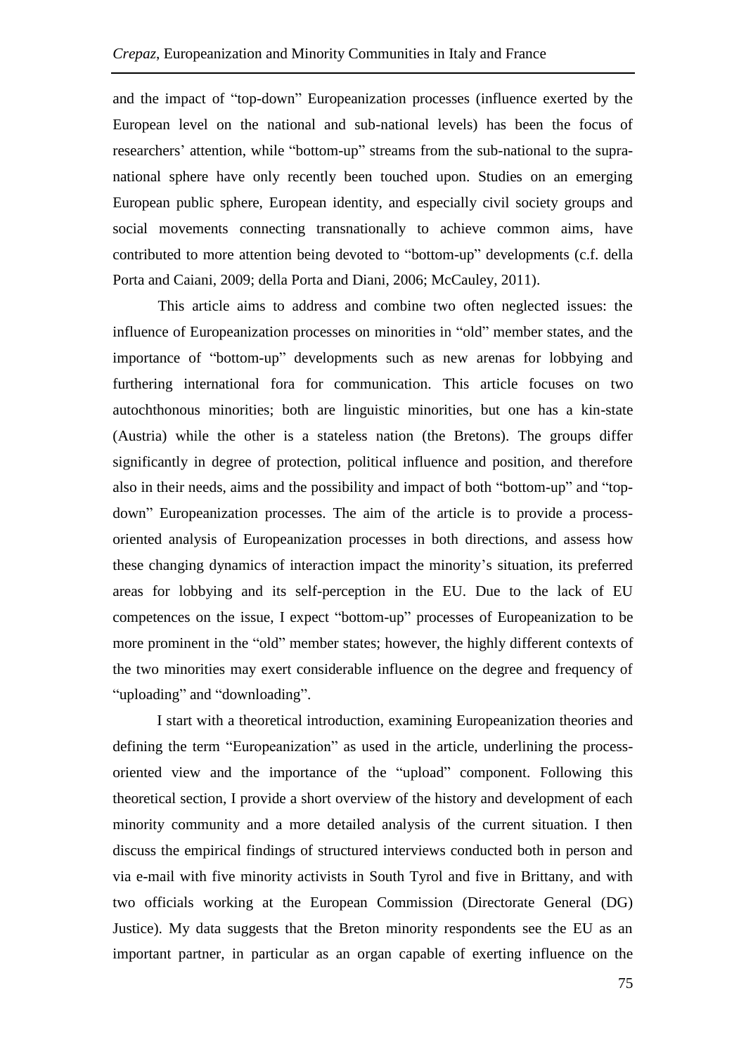and the impact of "top-down" Europeanization processes (influence exerted by the European level on the national and sub-national levels) has been the focus of researchers' attention, while "bottom-up" streams from the sub-national to the supra-national sphere have only recently been touched upon. Studies on an emerging European public sphere, European identity, and especially civil society groups and social movements connecting transnationally to achieve common aims, have contributed to more attention being devoted to "bottom-up" developments (c.f. della Porta and Caiani, 2009; della Porta and Diani, 2006; McCauley, 2011).

This article aims to address and combine two often neglected issues: the influence of Europeanization processes on minorities in "old" member states, and the importance of "bottom-up" developments such as new arenas for lobbying and furthering international fora for communication. This article focuses on two autochthonous minorities; both are linguistic minorities, but one has a kin-state (Austria) while the other is a stateless nation (the Bretons). The groups differ significantly in degree of protection, political influence and position, and therefore also in their needs, aims and the possibility and impact of both "bottom-up" and "top-down" Europeanization processes. The aim of the article is to provide a process-oriented analysis of Europeanization processes in both directions, and assess how these changing dynamics of interaction impact the minority's situation, its preferred areas for lobbying and its self-perception in the EU. Due to the lack of EU competences on the issue, I expect "bottom-up" processes of Europeanization to be more prominent in the "old" member states; however, the highly different contexts of the two minorities may exert considerable influence on the degree and frequency of "uploading" and "downloading".

I start with a theoretical introduction, examining Europeanization theories and defining the term "Europeanization" as used in the article, underlining the process-oriented view and the importance of the "upload" component. Following this theoretical section, I provide a short overview of the history and development of each minority community and a more detailed analysis of the current situation. I then discuss the empirical findings of structured interviews conducted both in person and via e-mail with five minority activists in South Tyrol and five in Brittany, and with two officials working at the European Commission (Directorate General (DG) Justice). My data suggests that the Breton minority respondents see the EU as an important partner, in particular as an organ capable of exerting influence on the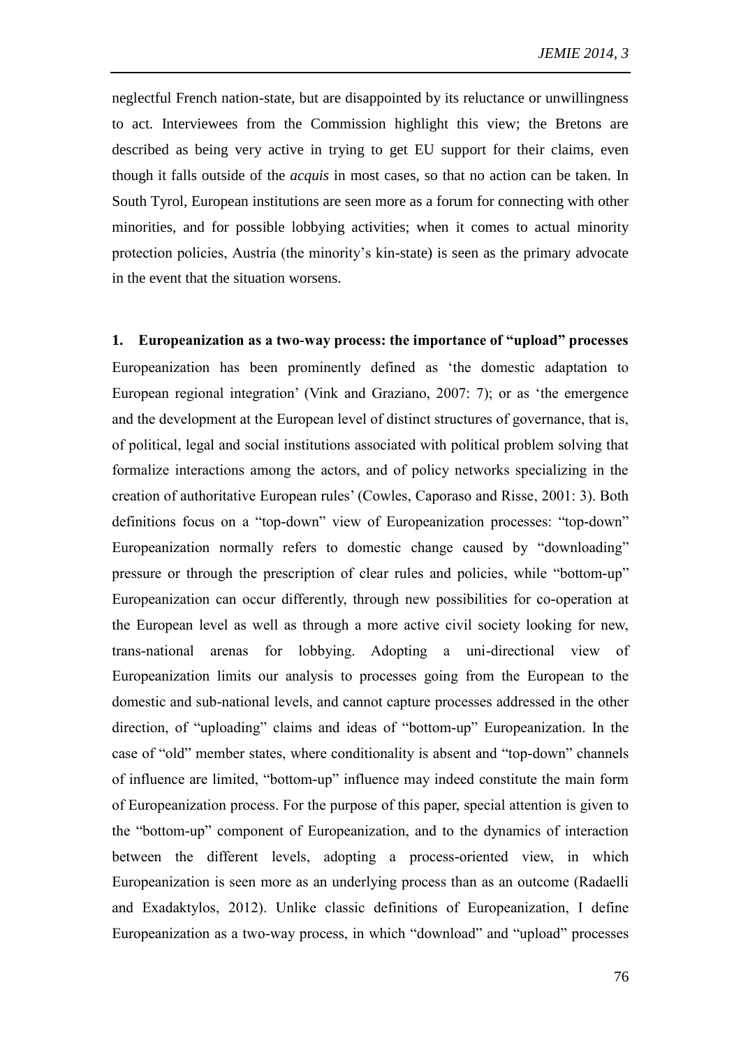neglectful French nation-state, but are disappointed by its reluctance or unwillingness to act. Interviewees from the Commission highlight this view; the Bretons are described as being very active in trying to get EU support for their claims, even though it falls outside of the *acquis* in most cases, so that no action can be taken. In South Tyrol, European institutions are seen more as a forum for connecting with other minorities, and for possible lobbying activities; when it comes to actual minority protection policies, Austria (the minority's kin-state) is seen as the primary advocate in the event that the situation worsens.

## 1. Europeanization as a two-way process: the importance of "upload" processes

Europeanization has been prominently defined as 'the domestic adaptation to European regional integration' (Vink and Graziano, 2007: 7); or as 'the emergence and the development at the European level of distinct structures of governance, that is, of political, legal and social institutions associated with political problem solving that formalize interactions among the actors, and of policy networks specializing in the creation of authoritative European rules' (Cowles, Caporaso and Risse, 2001: 3). Both definitions focus on a "top-down" view of Europeanization processes: "top-down" Europeanization normally refers to domestic change caused by "downloading" pressure or through the prescription of clear rules and policies, while "bottom-up" Europeanization can occur differently, through new possibilities for co-operation at the European level as well as through a more active civil society looking for new, trans-national arenas for lobbying. Adopting a uni-directional view of Europeanization limits our analysis to processes going from the European to the domestic and sub-national levels, and cannot capture processes addressed in the other direction, of "uploading" claims and ideas of "bottom-up" Europeanization. In the case of "old" member states, where conditionality is absent and "top-down" channels of influence are limited, "bottom-up" influence may indeed constitute the main form of Europeanization process. For the purpose of this paper, special attention is given to the "bottom-up" component of Europeanization, and to the dynamics of interaction between the different levels, adopting a process-oriented view, in which Europeanization is seen more as an underlying process than as an outcome (Radaelli and Exadaktylos, 2012). Unlike classic definitions of Europeanization, I define Europeanization as a two-way process, in which "download" and "upload" processes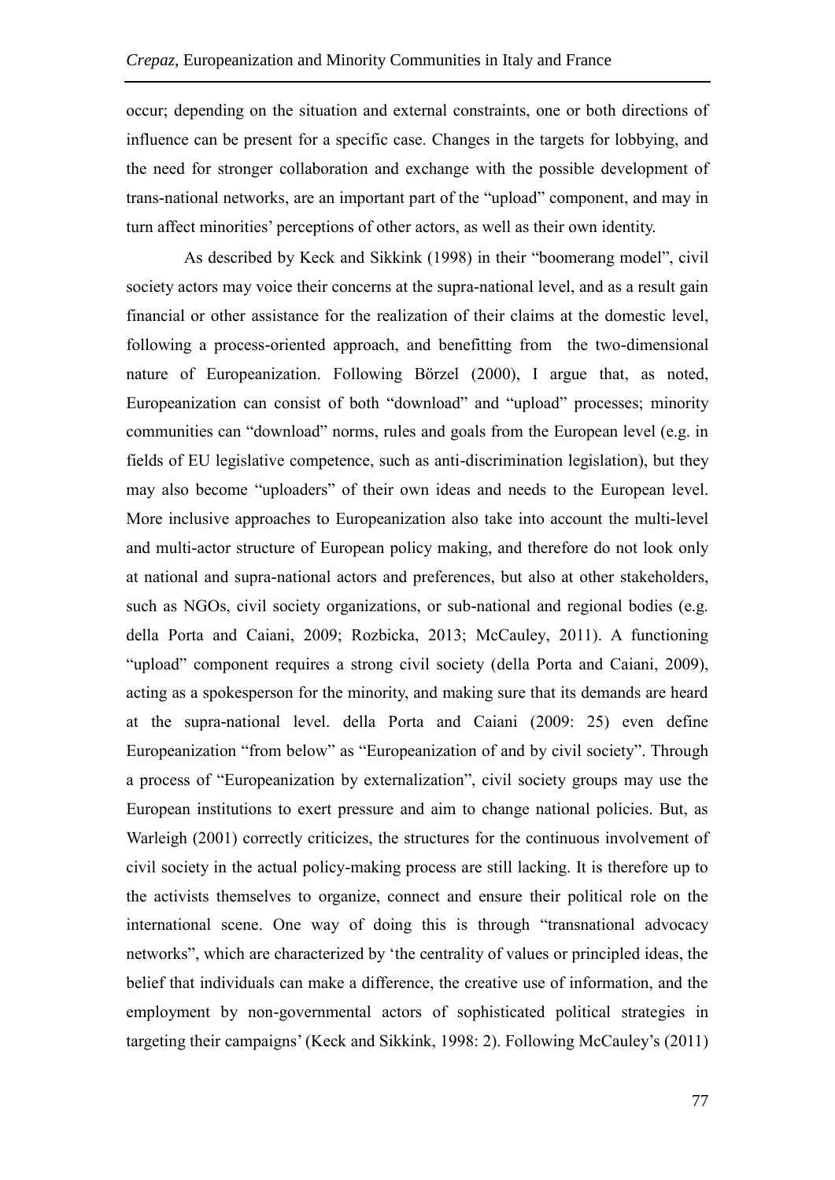occur; depending on the situation and external constraints, one or both directions of influence can be present for a specific case. Changes in the targets for lobbying, and the need for stronger collaboration and exchange with the possible development of trans-national networks, are an important part of the "upload" component, and may in turn affect minorities' perceptions of other actors, as well as their own identity.

As described by Keck and Sikkink (1998) in their "boomerang model", civil society actors may voice their concerns at the supra-national level, and as a result gain financial or other assistance for the realization of their claims at the domestic level, following a process-oriented approach, and benefitting from the two-dimensional nature of Europeanization. Following Börzel (2000), I argue that, as noted, Europeanization can consist of both "download" and "upload" processes; minority communities can "download" norms, rules and goals from the European level (e.g. in fields of EU legislative competence, such as anti-discrimination legislation), but they may also become "uploaders" of their own ideas and needs to the European level. More inclusive approaches to Europeanization also take into account the multi-level and multi-actor structure of European policy making, and therefore do not look only at national and supra-national actors and preferences, but also at other stakeholders, such as NGOs, civil society organizations, or sub-national and regional bodies (e.g. della Porta and Caiani, 2009; Rozbicka, 2013; McCauley, 2011). A functioning "upload" component requires a strong civil society (della Porta and Caiani, 2009), acting as a spokesperson for the minority, and making sure that its demands are heard at the supra-national level. della Porta and Caiani (2009: 25) even define Europeanization "from below" as "Europeanization of and by civil society". Through a process of "Europeanization by externalization", civil society groups may use the European institutions to exert pressure and aim to change national policies. But, as Warleigh (2001) correctly criticizes, the structures for the continuous involvement of civil society in the actual policy-making process are still lacking. It is therefore up to the activists themselves to organize, connect and ensure their political role on the international scene. One way of doing this is through "transnational advocacy networks", which are characterized by 'the centrality of values or principled ideas, the belief that individuals can make a difference, the creative use of information, and the employment by non-governmental actors of sophisticated political strategies in targeting their campaigns' (Keck and Sikkink, 1998: 2). Following McCauley's (2011)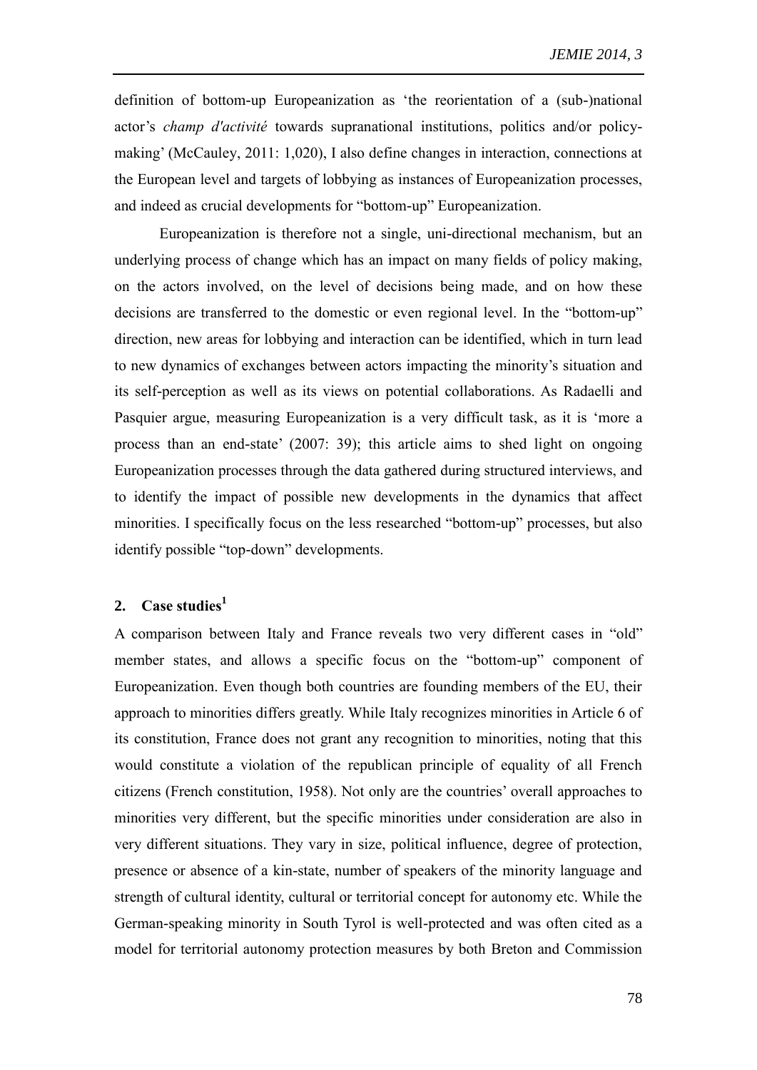definition of bottom-up Europeanization as 'the reorientation of a (sub-)national actor's *champ d'activité* towards supranational institutions, politics and/or policy-making' (McCauley, 2011: 1,020), I also define changes in interaction, connections at the European level and targets of lobbying as instances of Europeanization processes, and indeed as crucial developments for "bottom-up" Europeanization.

Europeanization is therefore not a single, uni-directional mechanism, but an underlying process of change which has an impact on many fields of policy making, on the actors involved, on the level of decisions being made, and on how these decisions are transferred to the domestic or even regional level. In the "bottom-up" direction, new areas for lobbying and interaction can be identified, which in turn lead to new dynamics of exchanges between actors impacting the minority's situation and its self-perception as well as its views on potential collaborations. As Radaelli and Pasquier argue, measuring Europeanization is a very difficult task, as it is 'more a process than an end-state' (2007: 39); this article aims to shed light on ongoing Europeanization processes through the data gathered during structured interviews, and to identify the impact of possible new developments in the dynamics that affect minorities. I specifically focus on the less researched "bottom-up" processes, but also identify possible "top-down" developments.

## 2. Case studies[1]

A comparison between Italy and France reveals two very different cases in "old" member states, and allows a specific focus on the "bottom-up" component of Europeanization. Even though both countries are founding members of the EU, their approach to minorities differs greatly. While Italy recognizes minorities in Article 6 of its constitution, France does not grant any recognition to minorities, noting that this would constitute a violation of the republican principle of equality of all French citizens (French constitution, 1958). Not only are the countries' overall approaches to minorities very different, but the specific minorities under consideration are also in very different situations. They vary in size, political influence, degree of protection, presence or absence of a kin-state, number of speakers of the minority language and strength of cultural identity, cultural or territorial concept for autonomy etc. While the German-speaking minority in South Tyrol is well-protected and was often cited as a model for territorial autonomy protection measures by both Breton and Commission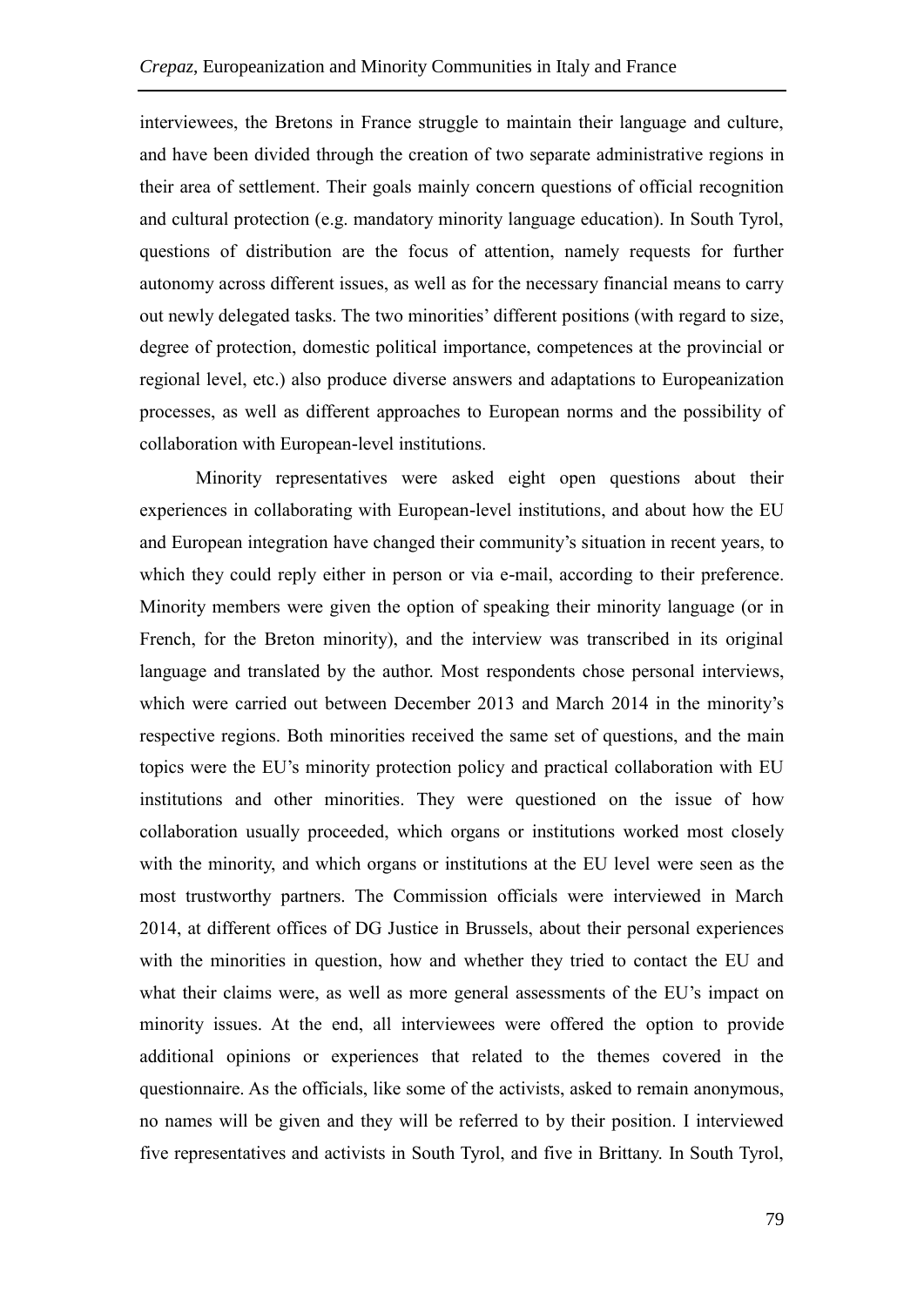interviewees, the Bretons in France struggle to maintain their language and culture, and have been divided through the creation of two separate administrative regions in their area of settlement. Their goals mainly concern questions of official recognition and cultural protection (e.g. mandatory minority language education). In South Tyrol, questions of distribution are the focus of attention, namely requests for further autonomy across different issues, as well as for the necessary financial means to carry out newly delegated tasks. The two minorities' different positions (with regard to size, degree of protection, domestic political importance, competences at the provincial or regional level, etc.) also produce diverse answers and adaptations to Europeanization processes, as well as different approaches to European norms and the possibility of collaboration with European-level institutions.

Minority representatives were asked eight open questions about their experiences in collaborating with European-level institutions, and about how the EU and European integration have changed their community's situation in recent years, to which they could reply either in person or via e-mail, according to their preference. Minority members were given the option of speaking their minority language (or in French, for the Breton minority), and the interview was transcribed in its original language and translated by the author. Most respondents chose personal interviews, which were carried out between December 2013 and March 2014 in the minority's respective regions. Both minorities received the same set of questions, and the main topics were the EU's minority protection policy and practical collaboration with EU institutions and other minorities. They were questioned on the issue of how collaboration usually proceeded, which organs or institutions worked most closely with the minority, and which organs or institutions at the EU level were seen as the most trustworthy partners. The Commission officials were interviewed in March 2014, at different offices of DG Justice in Brussels, about their personal experiences with the minorities in question, how and whether they tried to contact the EU and what their claims were, as well as more general assessments of the EU's impact on minority issues. At the end, all interviewees were offered the option to provide additional opinions or experiences that related to the themes covered in the questionnaire. As the officials, like some of the activists, asked to remain anonymous, no names will be given and they will be referred to by their position. I interviewed five representatives and activists in South Tyrol, and five in Brittany. In South Tyrol,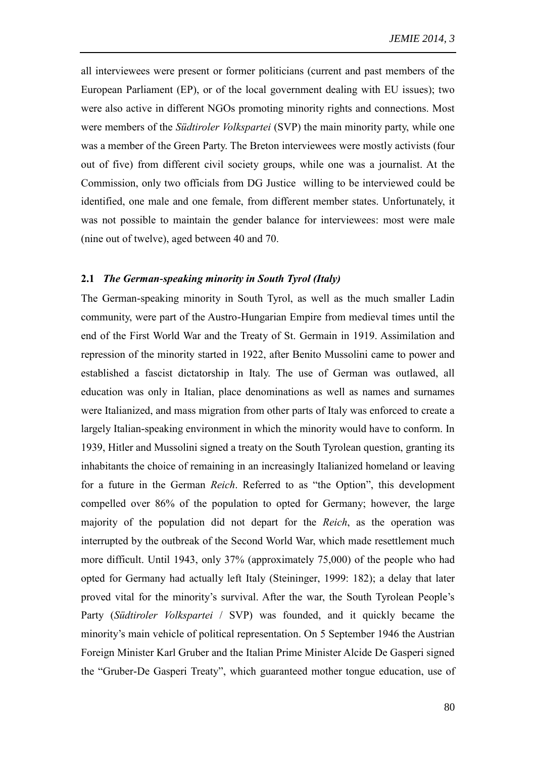all interviewees were present or former politicians (current and past members of the European Parliament (EP), or of the local government dealing with EU issues); two were also active in different NGOs promoting minority rights and connections. Most were members of the *Südtiroler Volkspartei* (SVP) the main minority party, while one was a member of the Green Party. The Breton interviewees were mostly activists (four out of five) from different civil society groups, while one was a journalist. At the Commission, only two officials from DG Justice willing to be interviewed could be identified, one male and one female, from different member states. Unfortunately, it was not possible to maintain the gender balance for interviewees: most were male (nine out of twelve), aged between 40 and 70.

### 2.1 *The German-speaking minority in South Tyrol (Italy)*

The German-speaking minority in South Tyrol, as well as the much smaller Ladin community, were part of the Austro-Hungarian Empire from medieval times until the end of the First World War and the Treaty of St. Germain in 1919. Assimilation and repression of the minority started in 1922, after Benito Mussolini came to power and established a fascist dictatorship in Italy. The use of German was outlawed, all education was only in Italian, place denominations as well as names and surnames were Italianized, and mass migration from other parts of Italy was enforced to create a largely Italian-speaking environment in which the minority would have to conform. In 1939, Hitler and Mussolini signed a treaty on the South Tyrolean question, granting its inhabitants the choice of remaining in an increasingly Italianized homeland or leaving for a future in the German *Reich*. Referred to as "the Option", this development compelled over 86% of the population to opted for Germany; however, the large majority of the population did not depart for the *Reich*, as the operation was interrupted by the outbreak of the Second World War, which made resettlement much more difficult. Until 1943, only 37% (approximately 75,000) of the people who had opted for Germany had actually left Italy (Steininger, 1999: 182); a delay that later proved vital for the minority's survival. After the war, the South Tyrolean People's Party (*Südtiroler Volkspartei* / SVP) was founded, and it quickly became the minority's main vehicle of political representation. On 5 September 1946 the Austrian Foreign Minister Karl Gruber and the Italian Prime Minister Alcide De Gasperi signed the "Gruber-De Gasperi Treaty", which guaranteed mother tongue education, use of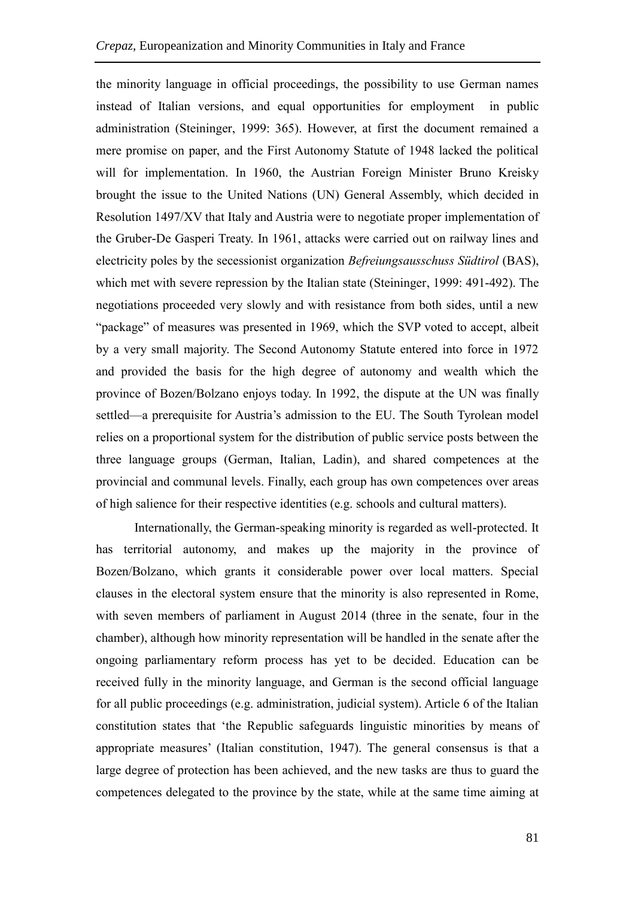the minority language in official proceedings, the possibility to use German names instead of Italian versions, and equal opportunities for employment in public administration (Steininger, 1999: 365). However, at first the document remained a mere promise on paper, and the First Autonomy Statute of 1948 lacked the political will for implementation. In 1960, the Austrian Foreign Minister Bruno Kreisky brought the issue to the United Nations (UN) General Assembly, which decided in Resolution 1497/XV that Italy and Austria were to negotiate proper implementation of the Gruber-De Gasperi Treaty. In 1961, attacks were carried out on railway lines and electricity poles by the secessionist organization *Befreiungsausschuss Südtirol* (BAS), which met with severe repression by the Italian state (Steininger, 1999: 491-492). The negotiations proceeded very slowly and with resistance from both sides, until a new "package" of measures was presented in 1969, which the SVP voted to accept, albeit by a very small majority. The Second Autonomy Statute entered into force in 1972 and provided the basis for the high degree of autonomy and wealth which the province of Bozen/Bolzano enjoys today. In 1992, the dispute at the UN was finally settled—a prerequisite for Austria's admission to the EU. The South Tyrolean model relies on a proportional system for the distribution of public service posts between the three language groups (German, Italian, Ladin), and shared competences at the provincial and communal levels. Finally, each group has own competences over areas of high salience for their respective identities (e.g. schools and cultural matters).

Internationally, the German-speaking minority is regarded as well-protected. It has territorial autonomy, and makes up the majority in the province of Bozen/Bolzano, which grants it considerable power over local matters. Special clauses in the electoral system ensure that the minority is also represented in Rome, with seven members of parliament in August 2014 (three in the senate, four in the chamber), although how minority representation will be handled in the senate after the ongoing parliamentary reform process has yet to be decided. Education can be received fully in the minority language, and German is the second official language for all public proceedings (e.g. administration, judicial system). Article 6 of the Italian constitution states that 'the Republic safeguards linguistic minorities by means of appropriate measures' (Italian constitution, 1947). The general consensus is that a large degree of protection has been achieved, and the new tasks are thus to guard the competences delegated to the province by the state, while at the same time aiming at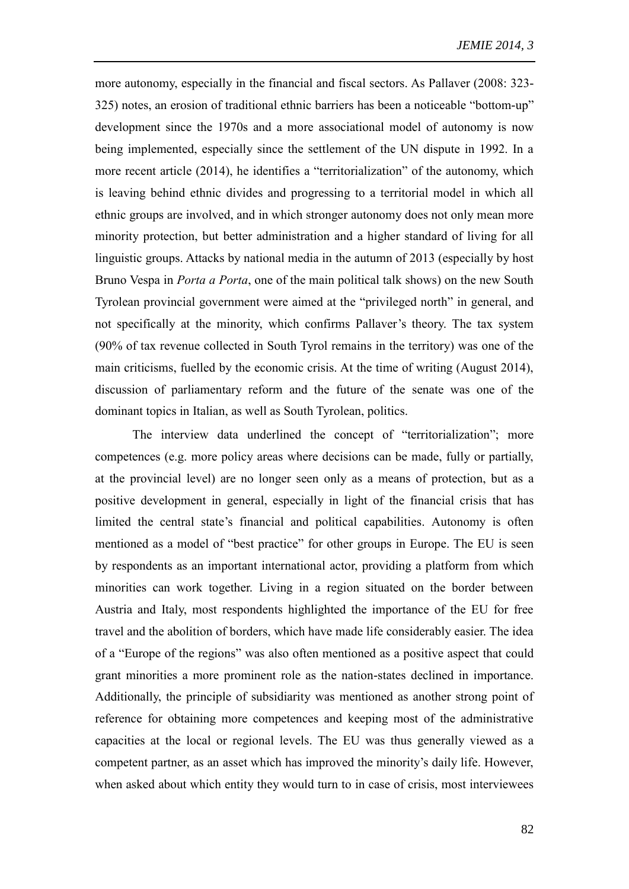more autonomy, especially in the financial and fiscal sectors. As Pallaver (2008: 323-325) notes, an erosion of traditional ethnic barriers has been a noticeable "bottom-up" development since the 1970s and a more associational model of autonomy is now being implemented, especially since the settlement of the UN dispute in 1992. In a more recent article (2014), he identifies a "territorialization" of the autonomy, which is leaving behind ethnic divides and progressing to a territorial model in which all ethnic groups are involved, and in which stronger autonomy does not only mean more minority protection, but better administration and a higher standard of living for all linguistic groups. Attacks by national media in the autumn of 2013 (especially by host Bruno Vespa in *Porta a Porta*, one of the main political talk shows) on the new South Tyrolean provincial government were aimed at the "privileged north" in general, and not specifically at the minority, which confirms Pallaver's theory. The tax system (90% of tax revenue collected in South Tyrol remains in the territory) was one of the main criticisms, fuelled by the economic crisis. At the time of writing (August 2014), discussion of parliamentary reform and the future of the senate was one of the dominant topics in Italian, as well as South Tyrolean, politics.

The interview data underlined the concept of "territorialization"; more competences (e.g. more policy areas where decisions can be made, fully or partially, at the provincial level) are no longer seen only as a means of protection, but as a positive development in general, especially in light of the financial crisis that has limited the central state's financial and political capabilities. Autonomy is often mentioned as a model of "best practice" for other groups in Europe. The EU is seen by respondents as an important international actor, providing a platform from which minorities can work together. Living in a region situated on the border between Austria and Italy, most respondents highlighted the importance of the EU for free travel and the abolition of borders, which have made life considerably easier. The idea of a "Europe of the regions" was also often mentioned as a positive aspect that could grant minorities a more prominent role as the nation-states declined in importance. Additionally, the principle of subsidiarity was mentioned as another strong point of reference for obtaining more competences and keeping most of the administrative capacities at the local or regional levels. The EU was thus generally viewed as a competent partner, as an asset which has improved the minority's daily life. However, when asked about which entity they would turn to in case of crisis, most interviewees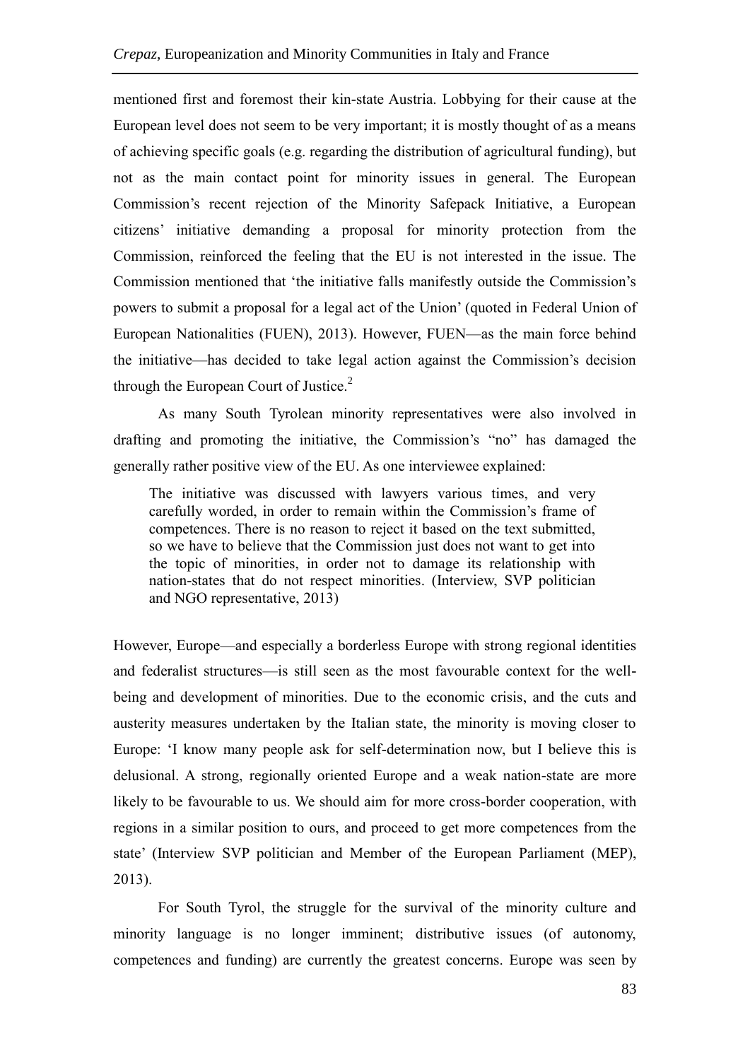mentioned first and foremost their kin-state Austria. Lobbying for their cause at the European level does not seem to be very important; it is mostly thought of as a means of achieving specific goals (e.g. regarding the distribution of agricultural funding), but not as the main contact point for minority issues in general. The European Commission's recent rejection of the Minority Safepack Initiative, a European citizens' initiative demanding a proposal for minority protection from the Commission, reinforced the feeling that the EU is not interested in the issue. The Commission mentioned that 'the initiative falls manifestly outside the Commission's powers to submit a proposal for a legal act of the Union' (quoted in Federal Union of European Nationalities (FUEN), 2013). However, FUEN—as the main force behind the initiative—has decided to take legal action against the Commission's decision through the European Court of Justice.[2]

As many South Tyrolean minority representatives were also involved in drafting and promoting the initiative, the Commission's "no" has damaged the generally rather positive view of the EU. As one interviewee explained:

> The initiative was discussed with lawyers various times, and very carefully worded, in order to remain within the Commission's frame of competences. There is no reason to reject it based on the text submitted, so we have to believe that the Commission just does not want to get into the topic of minorities, in order not to damage its relationship with nation-states that do not respect minorities. (Interview, SVP politician and NGO representative, 2013)

However, Europe—and especially a borderless Europe with strong regional identities and federalist structures—is still seen as the most favourable context for the well-being and development of minorities. Due to the economic crisis, and the cuts and austerity measures undertaken by the Italian state, the minority is moving closer to Europe: 'I know many people ask for self-determination now, but I believe this is delusional. A strong, regionally oriented Europe and a weak nation-state are more likely to be favourable to us. We should aim for more cross-border cooperation, with regions in a similar position to ours, and proceed to get more competences from the state' (Interview SVP politician and Member of the European Parliament (MEP), 2013).

For South Tyrol, the struggle for the survival of the minority culture and minority language is no longer imminent; distributive issues (of autonomy, competences and funding) are currently the greatest concerns. Europe was seen by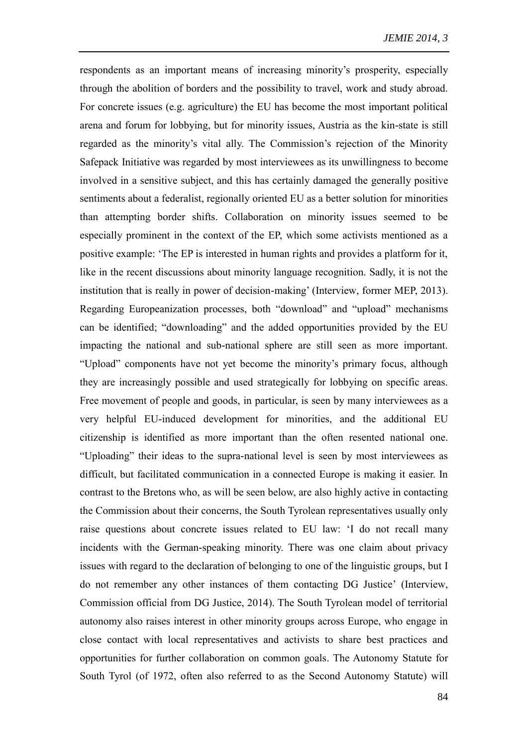respondents as an important means of increasing minority's prosperity, especially through the abolition of borders and the possibility to travel, work and study abroad. For concrete issues (e.g. agriculture) the EU has become the most important political arena and forum for lobbying, but for minority issues, Austria as the kin-state is still regarded as the minority's vital ally. The Commission's rejection of the Minority Safepack Initiative was regarded by most interviewees as its unwillingness to become involved in a sensitive subject, and this has certainly damaged the generally positive sentiments about a federalist, regionally oriented EU as a better solution for minorities than attempting border shifts. Collaboration on minority issues seemed to be especially prominent in the context of the EP, which some activists mentioned as a positive example: 'The EP is interested in human rights and provides a platform for it, like in the recent discussions about minority language recognition. Sadly, it is not the institution that is really in power of decision-making' (Interview, former MEP, 2013). Regarding Europeanization processes, both "download" and "upload" mechanisms can be identified; "downloading" and the added opportunities provided by the EU impacting the national and sub-national sphere are still seen as more important. "Upload" components have not yet become the minority's primary focus, although they are increasingly possible and used strategically for lobbying on specific areas. Free movement of people and goods, in particular, is seen by many interviewees as a very helpful EU-induced development for minorities, and the additional EU citizenship is identified as more important than the often resented national one. "Uploading" their ideas to the supra-national level is seen by most interviewees as difficult, but facilitated communication in a connected Europe is making it easier. In contrast to the Bretons who, as will be seen below, are also highly active in contacting the Commission about their concerns, the South Tyrolean representatives usually only raise questions about concrete issues related to EU law: 'I do not recall many incidents with the German-speaking minority. There was one claim about privacy issues with regard to the declaration of belonging to one of the linguistic groups, but I do not remember any other instances of them contacting DG Justice' (Interview, Commission official from DG Justice, 2014). The South Tyrolean model of territorial autonomy also raises interest in other minority groups across Europe, who engage in close contact with local representatives and activists to share best practices and opportunities for further collaboration on common goals. The Autonomy Statute for South Tyrol (of 1972, often also referred to as the Second Autonomy Statute) will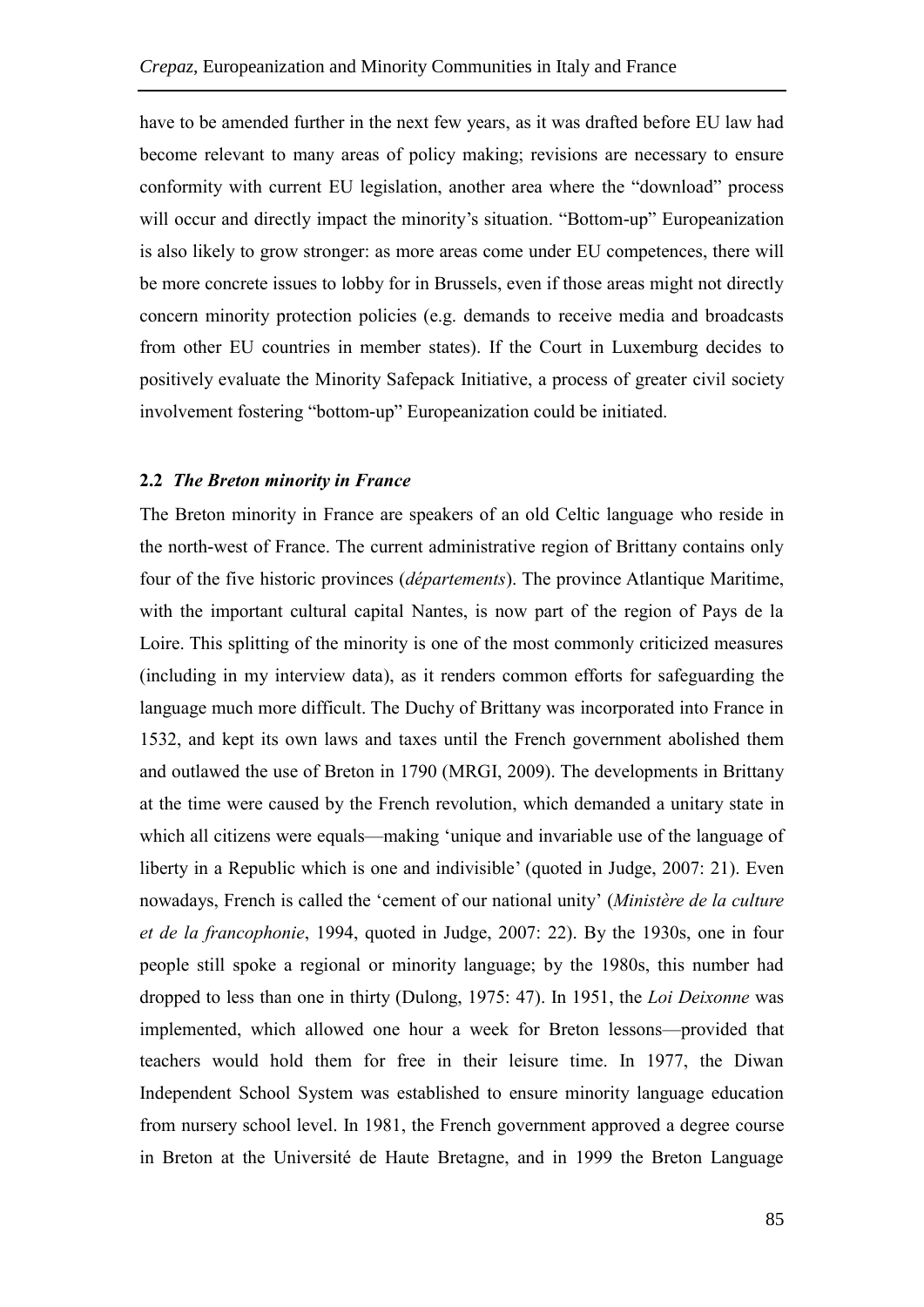have to be amended further in the next few years, as it was drafted before EU law had become relevant to many areas of policy making; revisions are necessary to ensure conformity with current EU legislation, another area where the "download" process will occur and directly impact the minority's situation. "Bottom-up" Europeanization is also likely to grow stronger: as more areas come under EU competences, there will be more concrete issues to lobby for in Brussels, even if those areas might not directly concern minority protection policies (e.g. demands to receive media and broadcasts from other EU countries in member states). If the Court in Luxemburg decides to positively evaluate the Minority Safepack Initiative, a process of greater civil society involvement fostering "bottom-up" Europeanization could be initiated.

### 2.2 *The Breton minority in France*

The Breton minority in France are speakers of an old Celtic language who reside in the north-west of France. The current administrative region of Brittany contains only four of the five historic provinces (*départements*). The province Atlantique Maritime, with the important cultural capital Nantes, is now part of the region of Pays de la Loire. This splitting of the minority is one of the most commonly criticized measures (including in my interview data), as it renders common efforts for safeguarding the language much more difficult. The Duchy of Brittany was incorporated into France in 1532, and kept its own laws and taxes until the French government abolished them and outlawed the use of Breton in 1790 (MRGI, 2009). The developments in Brittany at the time were caused by the French revolution, which demanded a unitary state in which all citizens were equals—making 'unique and invariable use of the language of liberty in a Republic which is one and indivisible' (quoted in Judge, 2007: 21). Even nowadays, French is called the 'cement of our national unity' (*Ministère de la culture et de la francophonie*, 1994, quoted in Judge, 2007: 22). By the 1930s, one in four people still spoke a regional or minority language; by the 1980s, this number had dropped to less than one in thirty (Dulong, 1975: 47). In 1951, the *Loi Deixonne* was implemented, which allowed one hour a week for Breton lessons—provided that teachers would hold them for free in their leisure time. In 1977, the Diwan Independent School System was established to ensure minority language education from nursery school level. In 1981, the French government approved a degree course in Breton at the Université de Haute Bretagne, and in 1999 the Breton Language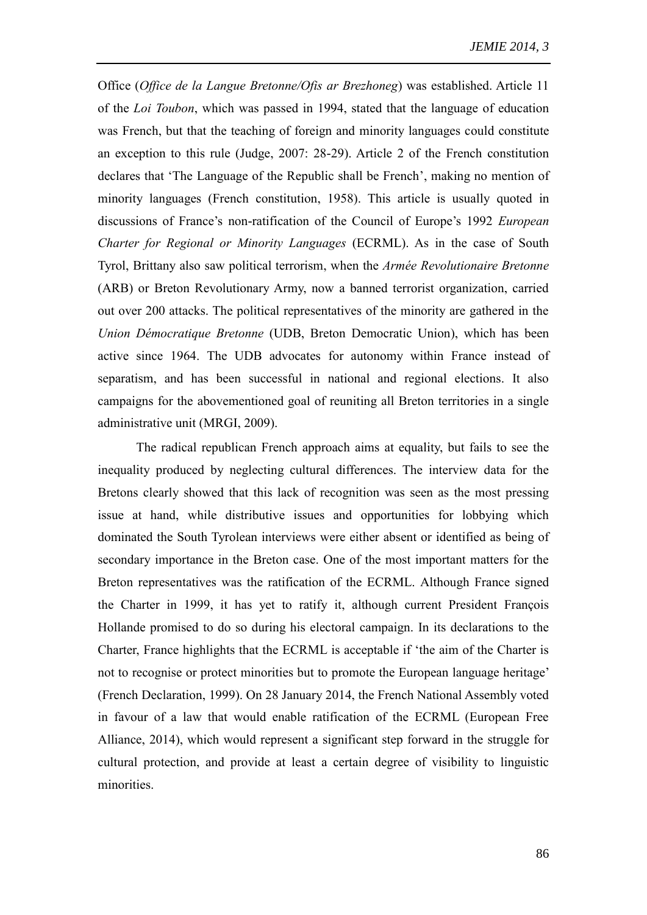Office (*Office de la Langue Bretonne/Ofis ar Brezhoneg*) was established. Article 11 of the *Loi Toubon*, which was passed in 1994, stated that the language of education was French, but that the teaching of foreign and minority languages could constitute an exception to this rule (Judge, 2007: 28-29). Article 2 of the French constitution declares that 'The Language of the Republic shall be French', making no mention of minority languages (French constitution, 1958). This article is usually quoted in discussions of France's non-ratification of the Council of Europe's 1992 *European Charter for Regional or Minority Languages* (ECRML). As in the case of South Tyrol, Brittany also saw political terrorism, when the *Armée Revolutionaire Bretonne* (ARB) or Breton Revolutionary Army, now a banned terrorist organization, carried out over 200 attacks. The political representatives of the minority are gathered in the *Union Démocratique Bretonne* (UDB, Breton Democratic Union), which has been active since 1964. The UDB advocates for autonomy within France instead of separatism, and has been successful in national and regional elections. It also campaigns for the abovementioned goal of reuniting all Breton territories in a single administrative unit (MRGI, 2009).

The radical republican French approach aims at equality, but fails to see the inequality produced by neglecting cultural differences. The interview data for the Bretons clearly showed that this lack of recognition was seen as the most pressing issue at hand, while distributive issues and opportunities for lobbying which dominated the South Tyrolean interviews were either absent or identified as being of secondary importance in the Breton case. One of the most important matters for the Breton representatives was the ratification of the ECRML. Although France signed the Charter in 1999, it has yet to ratify it, although current President François Hollande promised to do so during his electoral campaign. In its declarations to the Charter, France highlights that the ECRML is acceptable if 'the aim of the Charter is not to recognise or protect minorities but to promote the European language heritage' (French Declaration, 1999). On 28 January 2014, the French National Assembly voted in favour of a law that would enable ratification of the ECRML (European Free Alliance, 2014), which would represent a significant step forward in the struggle for cultural protection, and provide at least a certain degree of visibility to linguistic minorities.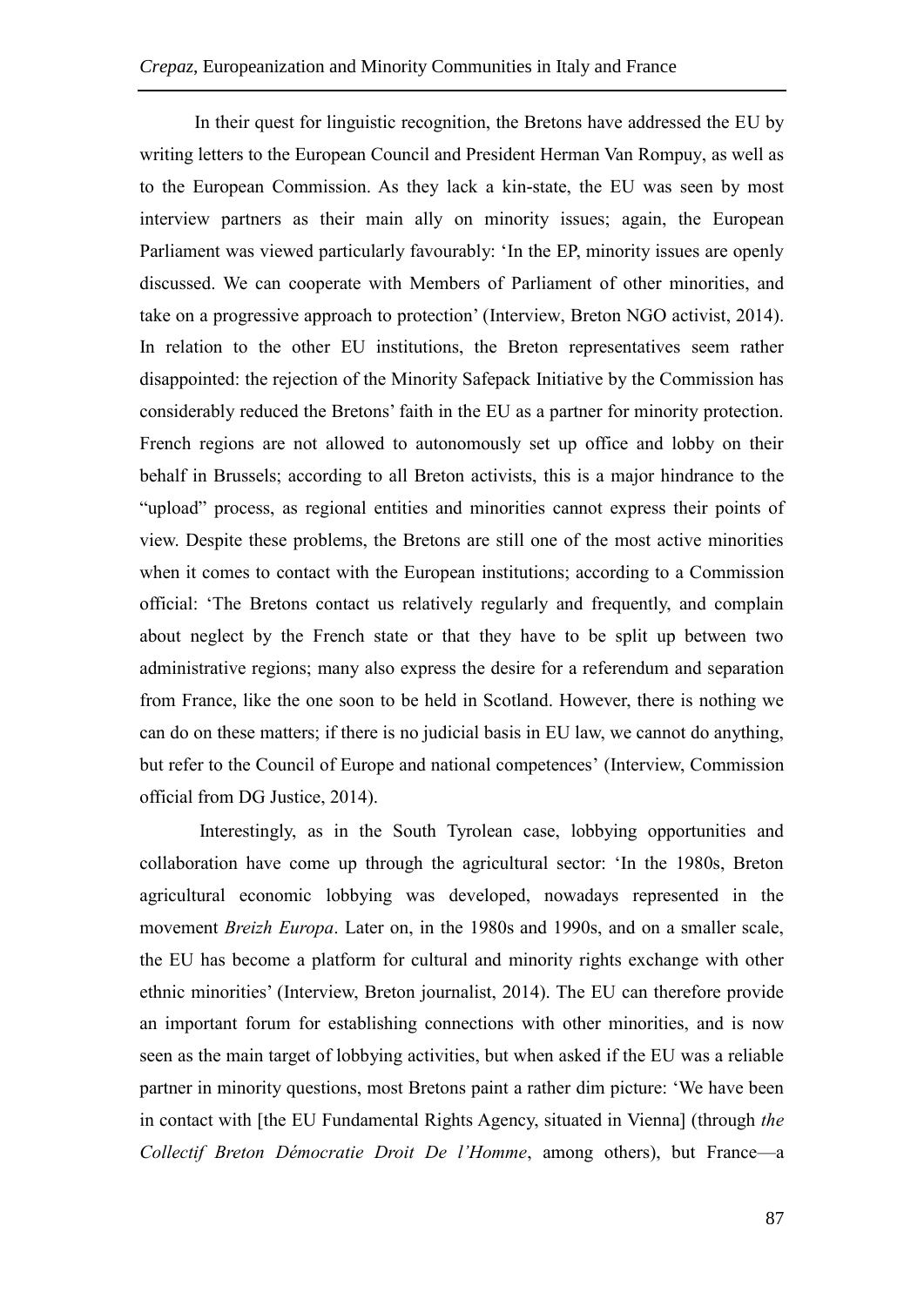In their quest for linguistic recognition, the Bretons have addressed the EU by writing letters to the European Council and President Herman Van Rompuy, as well as to the European Commission. As they lack a kin-state, the EU was seen by most interview partners as their main ally on minority issues; again, the European Parliament was viewed particularly favourably: 'In the EP, minority issues are openly discussed. We can cooperate with Members of Parliament of other minorities, and take on a progressive approach to protection' (Interview, Breton NGO activist, 2014). In relation to the other EU institutions, the Breton representatives seem rather disappointed: the rejection of the Minority Safepack Initiative by the Commission has considerably reduced the Bretons' faith in the EU as a partner for minority protection. French regions are not allowed to autonomously set up office and lobby on their behalf in Brussels; according to all Breton activists, this is a major hindrance to the "upload" process, as regional entities and minorities cannot express their points of view. Despite these problems, the Bretons are still one of the most active minorities when it comes to contact with the European institutions; according to a Commission official: 'The Bretons contact us relatively regularly and frequently, and complain about neglect by the French state or that they have to be split up between two administrative regions; many also express the desire for a referendum and separation from France, like the one soon to be held in Scotland. However, there is nothing we can do on these matters; if there is no judicial basis in EU law, we cannot do anything, but refer to the Council of Europe and national competences' (Interview, Commission official from DG Justice, 2014).

Interestingly, as in the South Tyrolean case, lobbying opportunities and collaboration have come up through the agricultural sector: 'In the 1980s, Breton agricultural economic lobbying was developed, nowadays represented in the movement *Breizh Europa*. Later on, in the 1980s and 1990s, and on a smaller scale, the EU has become a platform for cultural and minority rights exchange with other ethnic minorities' (Interview, Breton journalist, 2014). The EU can therefore provide an important forum for establishing connections with other minorities, and is now seen as the main target of lobbying activities, but when asked if the EU was a reliable partner in minority questions, most Bretons paint a rather dim picture: 'We have been in contact with [the EU Fundamental Rights Agency, situated in Vienna] (through *the Collectif Breton Démocratie Droit De l'Homme*, among others), but France—a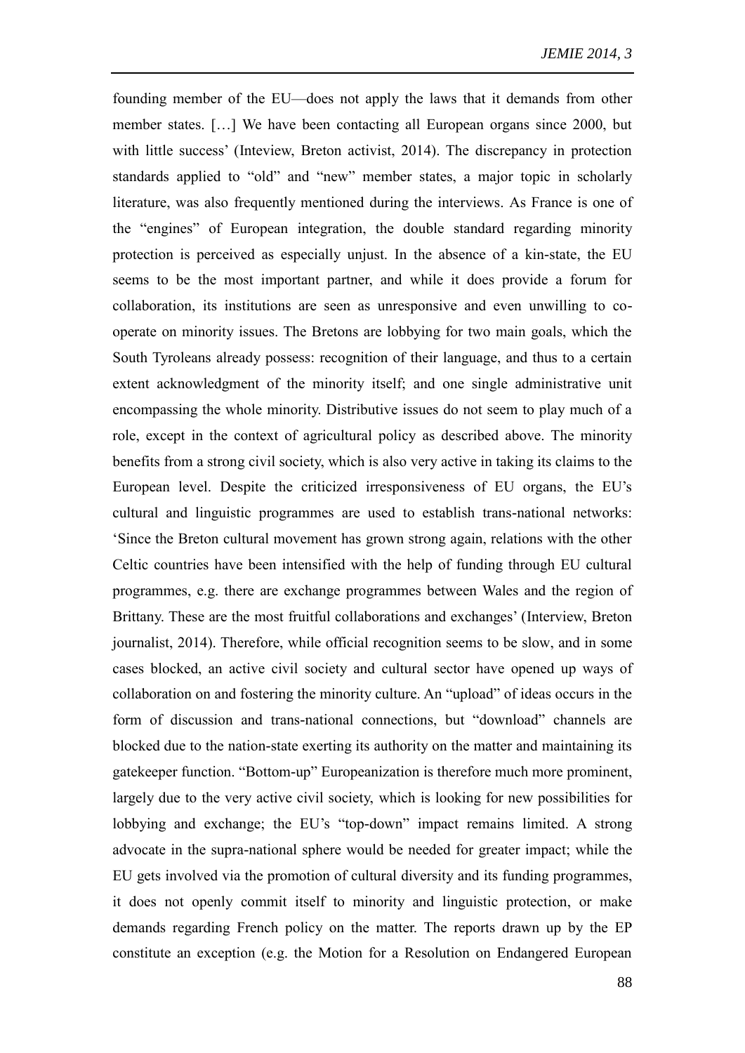founding member of the EU—does not apply the laws that it demands from other member states. […] We have been contacting all European organs since 2000, but with little success' (Inteview, Breton activist, 2014). The discrepancy in protection standards applied to "old" and "new" member states, a major topic in scholarly literature, was also frequently mentioned during the interviews. As France is one of the "engines" of European integration, the double standard regarding minority protection is perceived as especially unjust. In the absence of a kin-state, the EU seems to be the most important partner, and while it does provide a forum for collaboration, its institutions are seen as unresponsive and even unwilling to co-operate on minority issues. The Bretons are lobbying for two main goals, which the South Tyroleans already possess: recognition of their language, and thus to a certain extent acknowledgment of the minority itself; and one single administrative unit encompassing the whole minority. Distributive issues do not seem to play much of a role, except in the context of agricultural policy as described above. The minority benefits from a strong civil society, which is also very active in taking its claims to the European level. Despite the criticized irresponsiveness of EU organs, the EU's cultural and linguistic programmes are used to establish trans-national networks: 'Since the Breton cultural movement has grown strong again, relations with the other Celtic countries have been intensified with the help of funding through EU cultural programmes, e.g. there are exchange programmes between Wales and the region of Brittany. These are the most fruitful collaborations and exchanges' (Interview, Breton journalist, 2014). Therefore, while official recognition seems to be slow, and in some cases blocked, an active civil society and cultural sector have opened up ways of collaboration on and fostering the minority culture. An "upload" of ideas occurs in the form of discussion and trans-national connections, but "download" channels are blocked due to the nation-state exerting its authority on the matter and maintaining its gatekeeper function. "Bottom-up" Europeanization is therefore much more prominent, largely due to the very active civil society, which is looking for new possibilities for lobbying and exchange; the EU's "top-down" impact remains limited. A strong advocate in the supra-national sphere would be needed for greater impact; while the EU gets involved via the promotion of cultural diversity and its funding programmes, it does not openly commit itself to minority and linguistic protection, or make demands regarding French policy on the matter. The reports drawn up by the EP constitute an exception (e.g. the Motion for a Resolution on Endangered European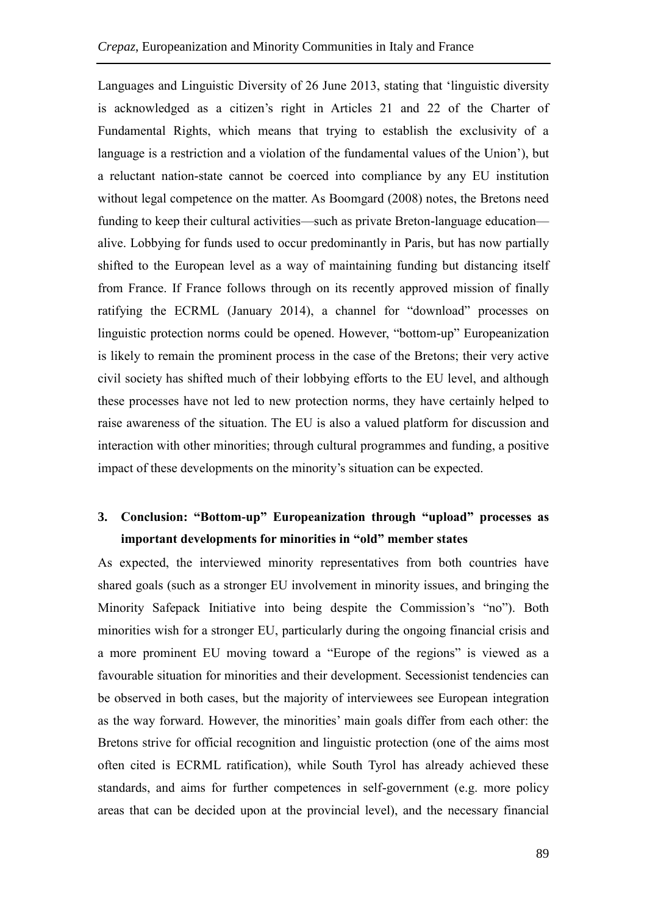Languages and Linguistic Diversity of 26 June 2013, stating that 'linguistic diversity is acknowledged as a citizen's right in Articles 21 and 22 of the Charter of Fundamental Rights, which means that trying to establish the exclusivity of a language is a restriction and a violation of the fundamental values of the Union'), but a reluctant nation-state cannot be coerced into compliance by any EU institution without legal competence on the matter. As Boomgard (2008) notes, the Bretons need funding to keep their cultural activities—such as private Breton-language education—alive. Lobbying for funds used to occur predominantly in Paris, but has now partially shifted to the European level as a way of maintaining funding but distancing itself from France. If France follows through on its recently approved mission of finally ratifying the ECRML (January 2014), a channel for "download" processes on linguistic protection norms could be opened. However, "bottom-up" Europeanization is likely to remain the prominent process in the case of the Bretons; their very active civil society has shifted much of their lobbying efforts to the EU level, and although these processes have not led to new protection norms, they have certainly helped to raise awareness of the situation. The EU is also a valued platform for discussion and interaction with other minorities; through cultural programmes and funding, a positive impact of these developments on the minority's situation can be expected.

## 3. Conclusion: "Bottom-up" Europeanization through "upload" processes as important developments for minorities in "old" member states

As expected, the interviewed minority representatives from both countries have shared goals (such as a stronger EU involvement in minority issues, and bringing the Minority Safepack Initiative into being despite the Commission's "no"). Both minorities wish for a stronger EU, particularly during the ongoing financial crisis and a more prominent EU moving toward a "Europe of the regions" is viewed as a favourable situation for minorities and their development. Secessionist tendencies can be observed in both cases, but the majority of interviewees see European integration as the way forward. However, the minorities' main goals differ from each other: the Bretons strive for official recognition and linguistic protection (one of the aims most often cited is ECRML ratification), while South Tyrol has already achieved these standards, and aims for further competences in self-government (e.g. more policy areas that can be decided upon at the provincial level), and the necessary financial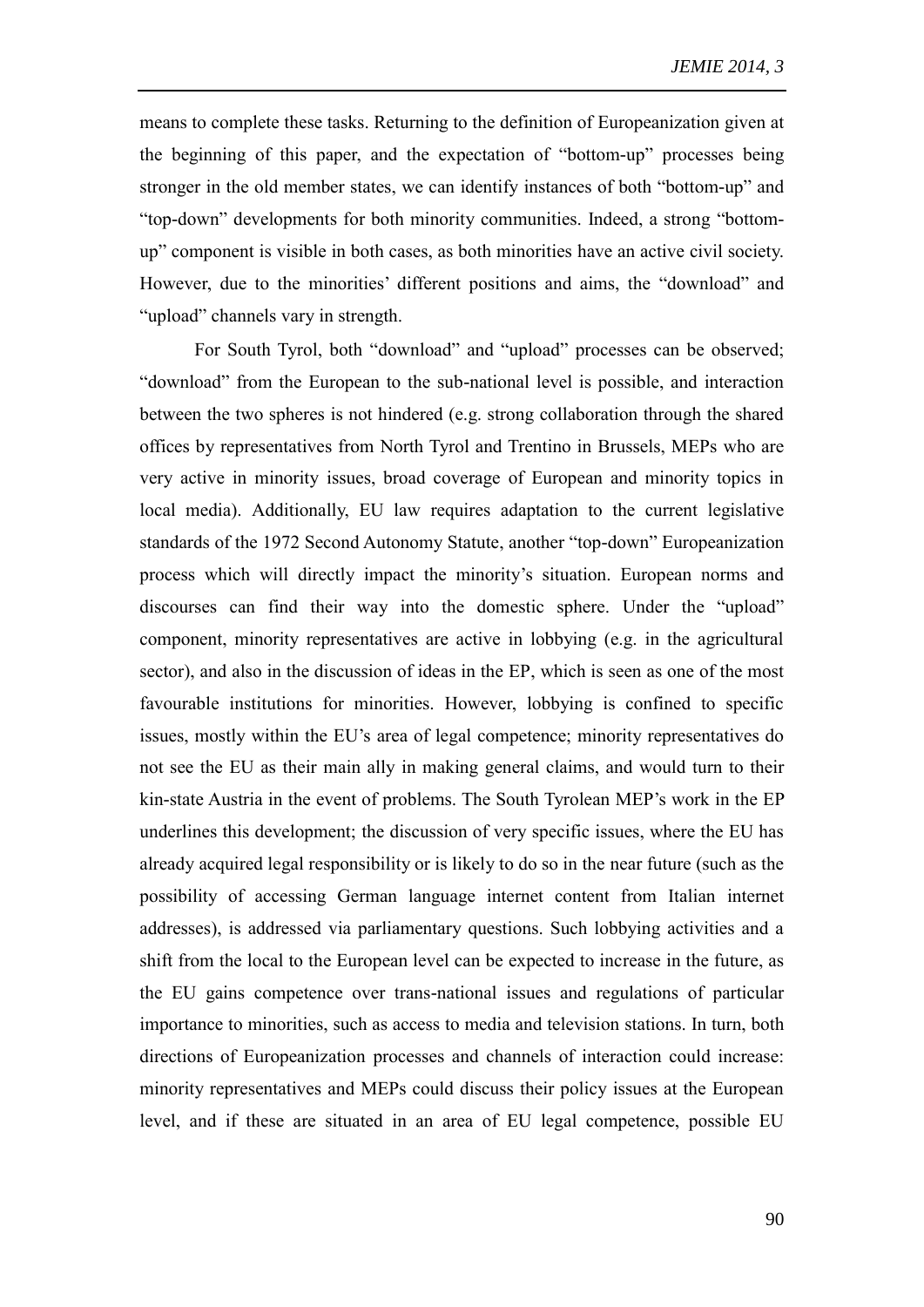means to complete these tasks. Returning to the definition of Europeanization given at the beginning of this paper, and the expectation of "bottom-up" processes being stronger in the old member states, we can identify instances of both "bottom-up" and "top-down" developments for both minority communities. Indeed, a strong "bottom-up" component is visible in both cases, as both minorities have an active civil society. However, due to the minorities' different positions and aims, the "download" and "upload" channels vary in strength.

For South Tyrol, both "download" and "upload" processes can be observed; "download" from the European to the sub-national level is possible, and interaction between the two spheres is not hindered (e.g. strong collaboration through the shared offices by representatives from North Tyrol and Trentino in Brussels, MEPs who are very active in minority issues, broad coverage of European and minority topics in local media). Additionally, EU law requires adaptation to the current legislative standards of the 1972 Second Autonomy Statute, another "top-down" Europeanization process which will directly impact the minority's situation. European norms and discourses can find their way into the domestic sphere. Under the "upload" component, minority representatives are active in lobbying (e.g. in the agricultural sector), and also in the discussion of ideas in the EP, which is seen as one of the most favourable institutions for minorities. However, lobbying is confined to specific issues, mostly within the EU's area of legal competence; minority representatives do not see the EU as their main ally in making general claims, and would turn to their kin-state Austria in the event of problems. The South Tyrolean MEP's work in the EP underlines this development; the discussion of very specific issues, where the EU has already acquired legal responsibility or is likely to do so in the near future (such as the possibility of accessing German language internet content from Italian internet addresses), is addressed via parliamentary questions. Such lobbying activities and a shift from the local to the European level can be expected to increase in the future, as the EU gains competence over trans-national issues and regulations of particular importance to minorities, such as access to media and television stations. In turn, both directions of Europeanization processes and channels of interaction could increase: minority representatives and MEPs could discuss their policy issues at the European level, and if these are situated in an area of EU legal competence, possible EU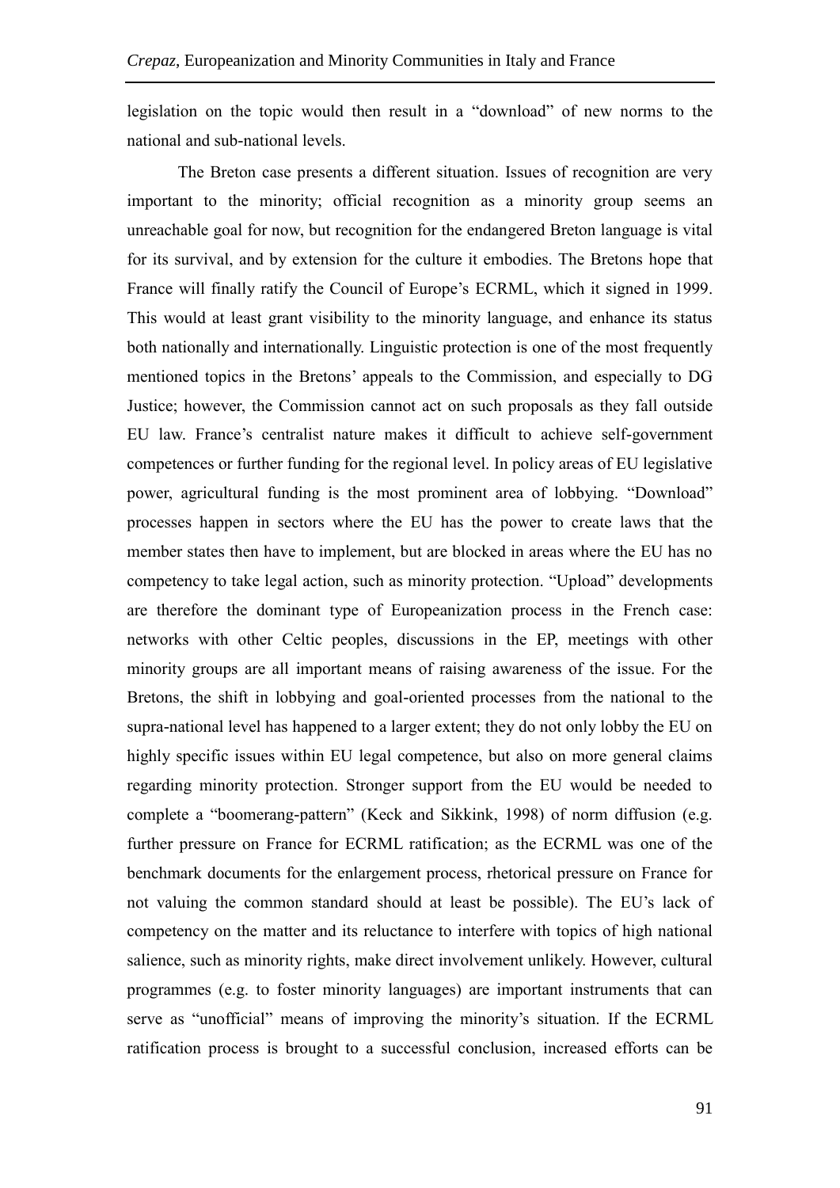legislation on the topic would then result in a "download" of new norms to the national and sub-national levels.

The Breton case presents a different situation. Issues of recognition are very important to the minority; official recognition as a minority group seems an unreachable goal for now, but recognition for the endangered Breton language is vital for its survival, and by extension for the culture it embodies. The Bretons hope that France will finally ratify the Council of Europe's ECRML, which it signed in 1999. This would at least grant visibility to the minority language, and enhance its status both nationally and internationally. Linguistic protection is one of the most frequently mentioned topics in the Bretons' appeals to the Commission, and especially to DG Justice; however, the Commission cannot act on such proposals as they fall outside EU law. France's centralist nature makes it difficult to achieve self-government competences or further funding for the regional level. In policy areas of EU legislative power, agricultural funding is the most prominent area of lobbying. "Download" processes happen in sectors where the EU has the power to create laws that the member states then have to implement, but are blocked in areas where the EU has no competency to take legal action, such as minority protection. "Upload" developments are therefore the dominant type of Europeanization process in the French case: networks with other Celtic peoples, discussions in the EP, meetings with other minority groups are all important means of raising awareness of the issue. For the Bretons, the shift in lobbying and goal-oriented processes from the national to the supra-national level has happened to a larger extent; they do not only lobby the EU on highly specific issues within EU legal competence, but also on more general claims regarding minority protection. Stronger support from the EU would be needed to complete a "boomerang-pattern" (Keck and Sikkink, 1998) of norm diffusion (e.g. further pressure on France for ECRML ratification; as the ECRML was one of the benchmark documents for the enlargement process, rhetorical pressure on France for not valuing the common standard should at least be possible). The EU's lack of competency on the matter and its reluctance to interfere with topics of high national salience, such as minority rights, make direct involvement unlikely. However, cultural programmes (e.g. to foster minority languages) are important instruments that can serve as "unofficial" means of improving the minority's situation. If the ECRML ratification process is brought to a successful conclusion, increased efforts can be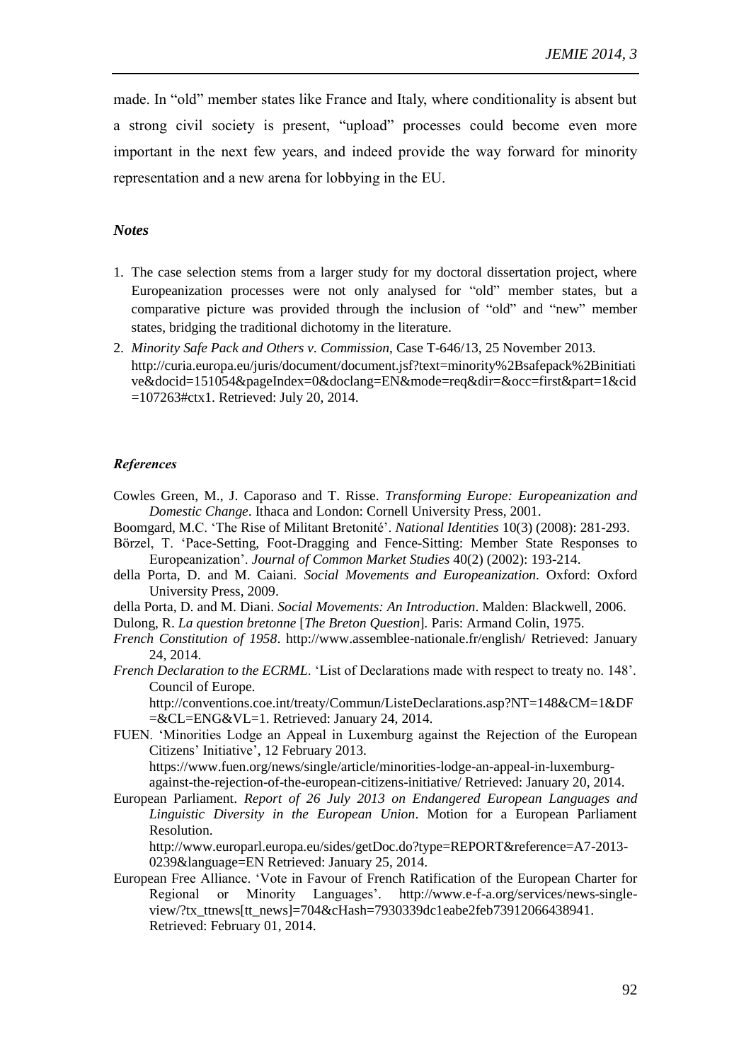made. In "old" member states like France and Italy, where conditionality is absent but a strong civil society is present, "upload" processes could become even more important in the next few years, and indeed provide the way forward for minority representation and a new arena for lobbying in the EU.

### *Notes*

1. The case selection stems from a larger study for my doctoral dissertation project, where Europeanization processes were not only analysed for "old" member states, but a comparative picture was provided through the inclusion of "old" and "new" member states, bridging the traditional dichotomy in the literature.
2. *Minority Safe Pack and Others v. Commission*, Case T-646/13, 25 November 2013. http://curia.europa.eu/juris/document/document.jsf?text=minority%2Bsafepack%2Binitiative&docid=151054&pageIndex=0&doclang=EN&mode=req&dir=&occ=first&part=1&cid=107263#ctx1. Retrieved: July 20, 2014.

### *References*

Cowles Green, M., J. Caporaso and T. Risse. *Transforming Europe: Europeanization and Domestic Change*. Ithaca and London: Cornell University Press, 2001.

Boomgard, M.C. 'The Rise of Militant Bretonité'. *National Identities* 10(3) (2008): 281-293.

Börzel, T. 'Pace-Setting, Foot-Dragging and Fence-Sitting: Member State Responses to Europeanization'. *Journal of Common Market Studies* 40(2) (2002): 193-214.

della Porta, D. and M. Caiani. *Social Movements and Europeanization*. Oxford: Oxford University Press, 2009.

della Porta, D. and M. Diani. *Social Movements: An Introduction*. Malden: Blackwell, 2006.

Dulong, R. *La question bretonne* [*The Breton Question*]. Paris: Armand Colin, 1975.

*French Constitution of 1958*. http://www.assemblee-nationale.fr/english/ Retrieved: January 24, 2014.

*French Declaration to the ECRML*. 'List of Declarations made with respect to treaty no. 148'. Council of Europe. http://conventions.coe.int/treaty/Commun/ListeDeclarations.asp?NT=148&CM=1&DF=&CL=ENG&VL=1. Retrieved: January 24, 2014.

FUEN. 'Minorities Lodge an Appeal in Luxemburg against the Rejection of the European Citizens' Initiative', 12 February 2013. https://www.fuen.org/news/single/article/minorities-lodge-an-appeal-in-luxemburg-against-the-rejection-of-the-european-citizens-initiative/ Retrieved: January 20, 2014.

European Parliament. *Report of 26 July 2013 on Endangered European Languages and Linguistic Diversity in the European Union*. Motion for a European Parliament Resolution. http://www.europarl.europa.eu/sides/getDoc.do?type=REPORT&reference=A7-2013-0239&language=EN Retrieved: January 25, 2014.

European Free Alliance. 'Vote in Favour of French Ratification of the European Charter for Regional or Minority Languages'. http://www.e-f-a.org/services/news-single-view/?tx_ttnews[tt_news]=704&cHash=7930339dc1eabe2feb73912066438941. Retrieved: February 01, 2014.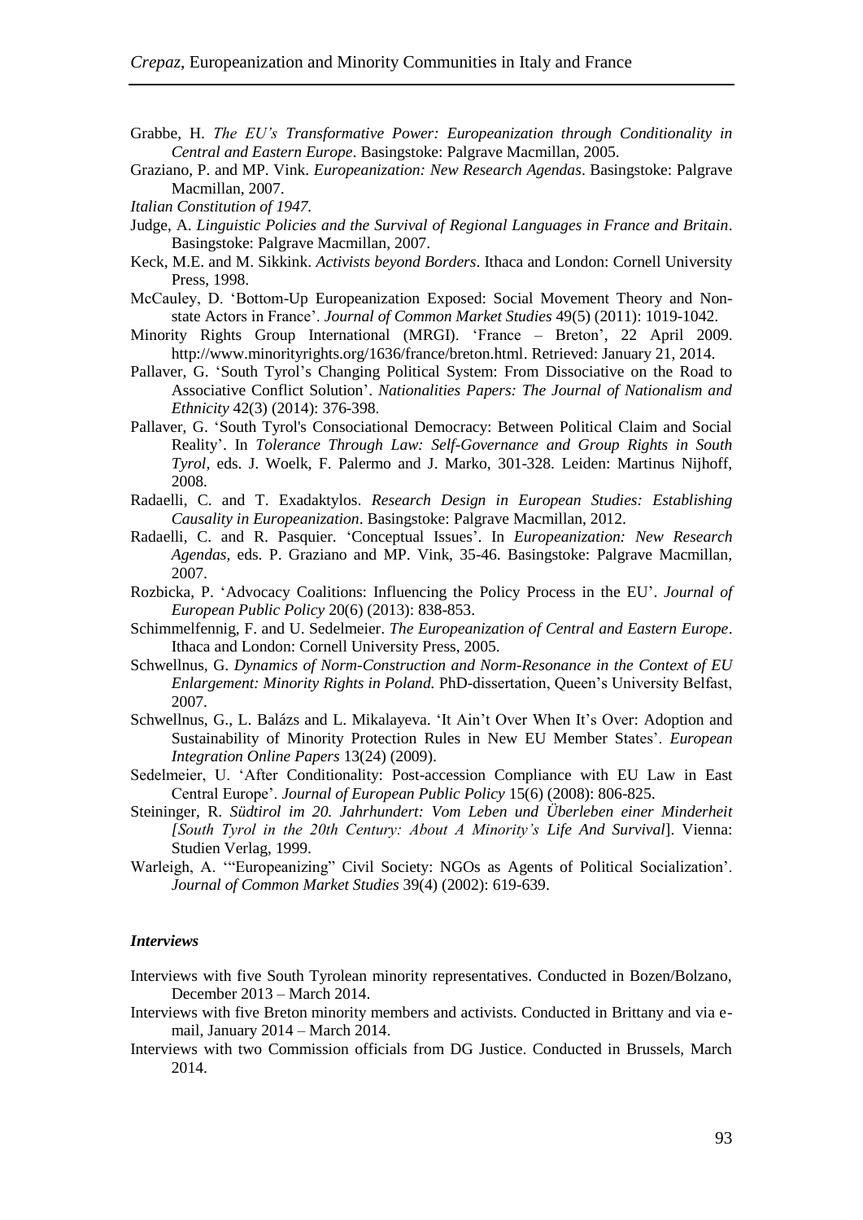Grabbe, H. *The EU's Transformative Power: Europeanization through Conditionality in Central and Eastern Europe*. Basingstoke: Palgrave Macmillan, 2005.

Graziano, P. and MP. Vink. *Europeanization: New Research Agendas*. Basingstoke: Palgrave Macmillan, 2007.

*Italian Constitution of 1947.*

Judge, A. *Linguistic Policies and the Survival of Regional Languages in France and Britain*. Basingstoke: Palgrave Macmillan, 2007.

Keck, M.E. and M. Sikkink. *Activists beyond Borders*. Ithaca and London: Cornell University Press, 1998.

McCauley, D. 'Bottom-Up Europeanization Exposed: Social Movement Theory and Non-state Actors in France'. *Journal of Common Market Studies* 49(5) (2011): 1019-1042.

Minority Rights Group International (MRGI). 'France – Breton', 22 April 2009. http://www.minorityrights.org/1636/france/breton.html. Retrieved: January 21, 2014.

Pallaver, G. 'South Tyrol's Changing Political System: From Dissociative on the Road to Associative Conflict Solution'. *Nationalities Papers: The Journal of Nationalism and Ethnicity* 42(3) (2014): 376-398.

Pallaver, G. 'South Tyrol's Consociational Democracy: Between Political Claim and Social Reality'. In *Tolerance Through Law: Self-Governance and Group Rights in South Tyrol*, eds. J. Woelk, F. Palermo and J. Marko, 301-328. Leiden: Martinus Nijhoff, 2008.

Radaelli, C. and T. Exadaktylos. *Research Design in European Studies: Establishing Causality in Europeanization*. Basingstoke: Palgrave Macmillan, 2012.

Radaelli, C. and R. Pasquier. 'Conceptual Issues'. In *Europeanization: New Research Agendas*, eds. P. Graziano and MP. Vink, 35-46. Basingstoke: Palgrave Macmillan, 2007.

Rozbicka, P. 'Advocacy Coalitions: Influencing the Policy Process in the EU'. *Journal of European Public Policy* 20(6) (2013): 838-853.

Schimmelfennig, F. and U. Sedelmeier. *The Europeanization of Central and Eastern Europe*. Ithaca and London: Cornell University Press, 2005.

Schwellnus, G. *Dynamics of Norm-Construction and Norm-Resonance in the Context of EU Enlargement: Minority Rights in Poland.* PhD-dissertation, Queen's University Belfast, 2007.

Schwellnus, G., L. Balázs and L. Mikalayeva. 'It Ain't Over When It's Over: Adoption and Sustainability of Minority Protection Rules in New EU Member States'. *European Integration Online Papers* 13(24) (2009).

Sedelmeier, U. 'After Conditionality: Post-accession Compliance with EU Law in East Central Europe'. *Journal of European Public Policy* 15(6) (2008): 806-825.

Steininger, R. *Südtirol im 20. Jahrhundert: Vom Leben und Überleben einer Minderheit [South Tyrol in the 20th Century: About A Minority's Life And Survival*]. Vienna: Studien Verlag, 1999.

Warleigh, A. '"Europeanizing" Civil Society: NGOs as Agents of Political Socialization'. *Journal of Common Market Studies* 39(4) (2002): 619-639.

### *Interviews*

Interviews with five South Tyrolean minority representatives. Conducted in Bozen/Bolzano, December 2013 – March 2014.

Interviews with five Breton minority members and activists. Conducted in Brittany and via e-mail, January 2014 – March 2014.

Interviews with two Commission officials from DG Justice. Conducted in Brussels, March 2014.